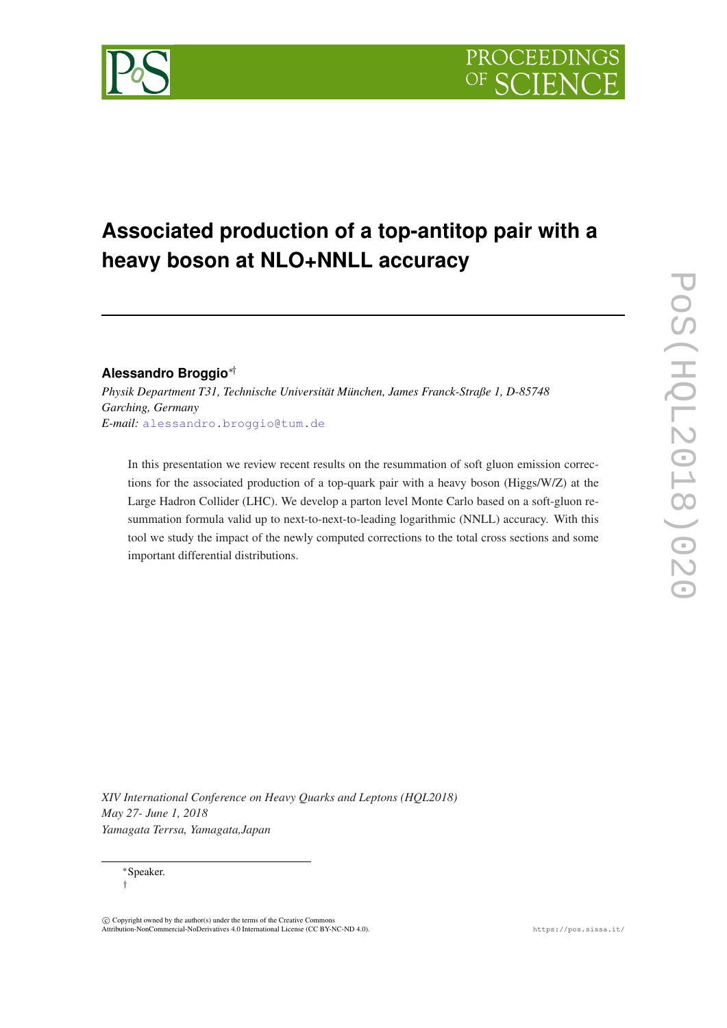# Associated production of a top-antitop pair with a heavy boson at NLO+NNLL accuracy

**Alessandro Broggio**[∗†]

*Physik Department T31, Technische Universität München, James Franck-Straße 1, D-85748 Garching, Germany*
*E-mail:* alessandro.broggio@tum.de

In this presentation we review recent results on the resummation of soft gluon emission corrections for the associated production of a top-quark pair with a heavy boson (Higgs/W/Z) at the Large Hadron Collider (LHC). We develop a parton level Monte Carlo based on a soft-gluon resummation formula valid up to next-to-next-to-leading logarithmic (NNLL) accuracy. With this tool we study the impact of the newly computed corrections to the total cross sections and some important differential distributions.

*XIV International Conference on Heavy Quarks and Leptons (HQL2018)*
*May 27- June 1, 2018*
*Yamagata Terrsa, Yamagata,Japan*

∗Speaker.
†

© Copyright owned by the author(s) under the terms of the Creative Commons Attribution-NonCommercial-NoDerivatives 4.0 International License (CC BY-NC-ND 4.0).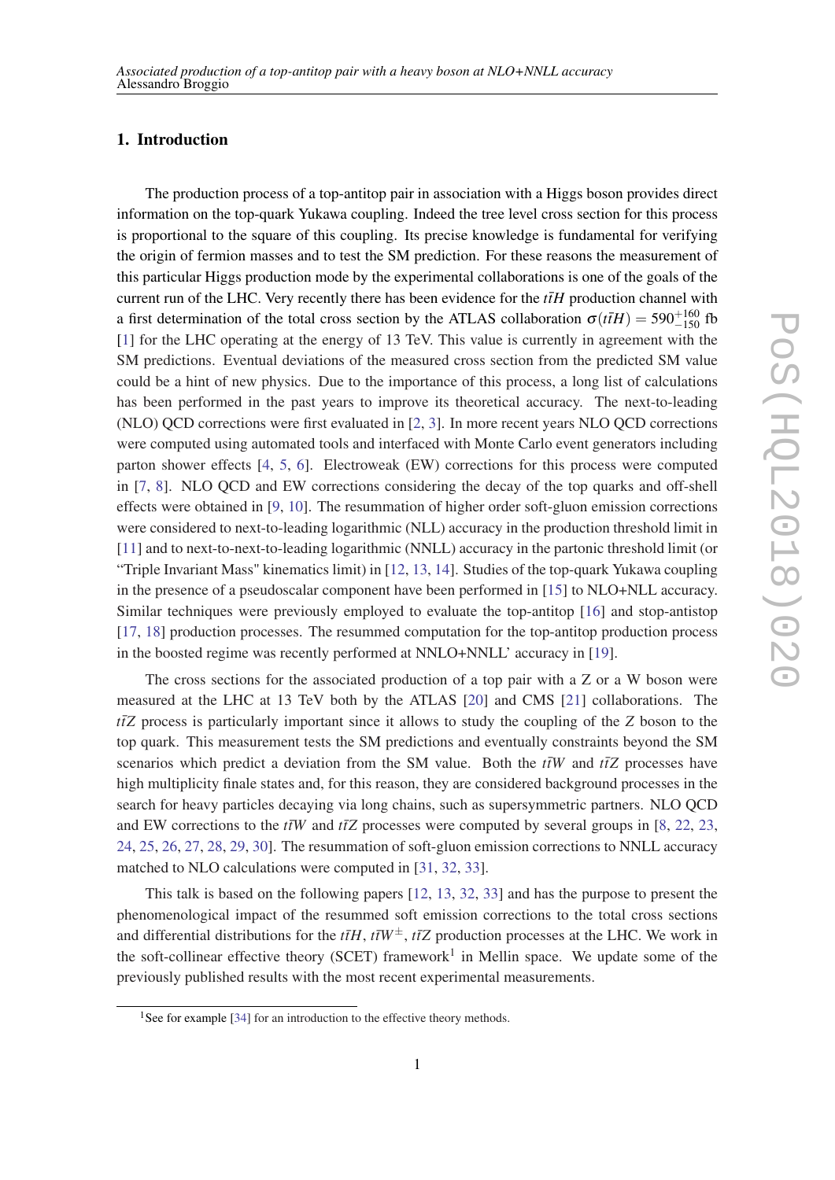## 1. Introduction

The production process of a top-antitop pair in association with a Higgs boson provides direct information on the top-quark Yukawa coupling. Indeed the tree level cross section for this process is proportional to the square of this coupling. Its precise knowledge is fundamental for verifying the origin of fermion masses and to test the SM prediction. For these reasons the measurement of this particular Higgs production mode by the experimental collaborations is one of the goals of the current run of the LHC. Very recently there has been evidence for the $t\bar{t}H$ production channel with a first determination of the total cross section by the ATLAS collaboration $\sigma(t\bar{t}H) = 590^{+160}_{-150}$ fb [1] for the LHC operating at the energy of 13 TeV. This value is currently in agreement with the SM predictions. Eventual deviations of the measured cross section from the predicted SM value could be a hint of new physics. Due to the importance of this process, a long list of calculations has been performed in the past years to improve its theoretical accuracy. The next-to-leading (NLO) QCD corrections were first evaluated in [2, 3]. In more recent years NLO QCD corrections were computed using automated tools and interfaced with Monte Carlo event generators including parton shower effects [4, 5, 6]. Electroweak (EW) corrections for this process were computed in [7, 8]. NLO QCD and EW corrections considering the decay of the top quarks and off-shell effects were obtained in [9, 10]. The resummation of higher order soft-gluon emission corrections were considered to next-to-leading logarithmic (NLL) accuracy in the production threshold limit in [11] and to next-to-next-to-leading logarithmic (NNLL) accuracy in the partonic threshold limit (or "Triple Invariant Mass" kinematics limit) in [12, 13, 14]. Studies of the top-quark Yukawa coupling in the presence of a pseudoscalar component have been performed in [15] to NLO+NLL accuracy. Similar techniques were previously employed to evaluate the top-antitop [16] and stop-antistop [17, 18] production processes. The resummed computation for the top-antitop production process in the boosted regime was recently performed at NNLO+NNLL' accuracy in [19].

The cross sections for the associated production of a top pair with a Z or a W boson were measured at the LHC at 13 TeV both by the ATLAS [20] and CMS [21] collaborations. The $t\bar{t}Z$ process is particularly important since it allows to study the coupling of the $Z$ boson to the top quark. This measurement tests the SM predictions and eventually constraints beyond the SM scenarios which predict a deviation from the SM value. Both the $t\bar{t}W$ and $t\bar{t}Z$ processes have high multiplicity finale states and, for this reason, they are considered background processes in the search for heavy particles decaying via long chains, such as supersymmetric partners. NLO QCD and EW corrections to the $t\bar{t}W$ and $t\bar{t}Z$ processes were computed by several groups in [8, 22, 23, 24, 25, 26, 27, 28, 29, 30]. The resummation of soft-gluon emission corrections to NNLL accuracy matched to NLO calculations were computed in [31, 32, 33].

This talk is based on the following papers [12, 13, 32, 33] and has the purpose to present the phenomenological impact of the resummed soft emission corrections to the total cross sections and differential distributions for the $t\bar{t}H$, $t\bar{t}W^{\pm}$, $t\bar{t}Z$ production processes at the LHC. We work in the soft-collinear effective theory (SCET) framework[1] in Mellin space. We update some of the previously published results with the most recent experimental measurements.

[1] See for example [34] for an introduction to the effective theory methods.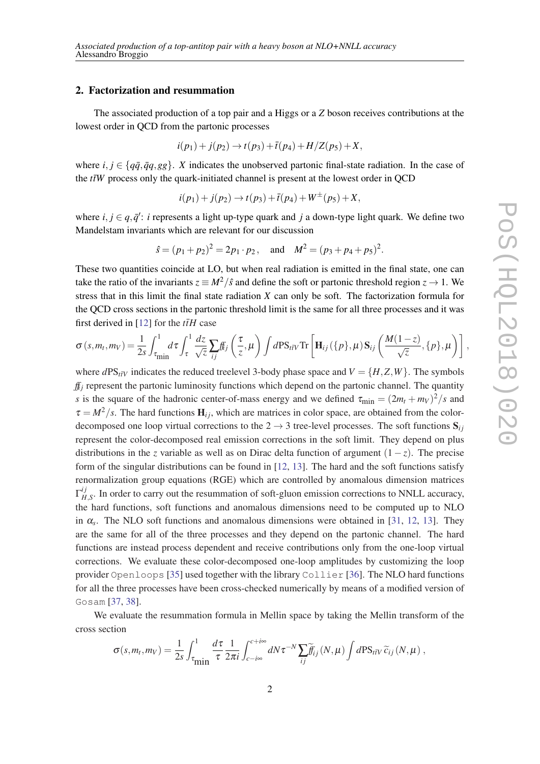## 2. Factorization and resummation

The associated production of a top pair and a Higgs or a $Z$ boson receives contributions at the lowest order in QCD from the partonic processes

$$i(p_1) + j(p_2) \to t(p_3) + \bar{t}(p_4) + H/Z(p_5) + X,$$

where $i, j \in \{q\bar{q}, \bar{q}q, gg\}$. $X$ indicates the unobserved partonic final-state radiation. In the case of the $t\bar{t}W$ process only the quark-initiated channel is present at the lowest order in QCD

$$i(p_1) + j(p_2) \to t(p_3) + \bar{t}(p_4) + W^{\pm}(p_5) + X,$$

where $i, j \in q, \bar{q}'$: $i$ represents a light up-type quark and $j$ a down-type light quark. We define two Mandelstam invariants which are relevant for our discussion

$$\hat{s} = (p_1 + p_2)^2 = 2p_1 \cdot p_2, \quad \text{and} \quad M^2 = (p_3 + p_4 + p_5)^2.$$

These two quantities coincide at LO, but when real radiation is emitted in the final state, one can take the ratio of the invariants $z \equiv M^2/\hat{s}$ and define the soft or partonic threshold region $z \to 1$. We stress that in this limit the final state radiation $X$ can only be soft. The factorization formula for the QCD cross sections in the partonic threshold limit is the same for all three processes and it was first derived in [12] for the $t\bar{t}H$ case

$$\sigma(s, m_t, m_V) = \frac{1}{2s} \int_{\tau_{\min}}^{1} d\tau \int_{\tau}^{1} \frac{dz}{\sqrt{z}} \sum_{ij} ff_{ij}\left(\frac{\tau}{z}, \mu\right) \int d\text{PS}_{t\bar{t}V} \, \text{Tr}\left[\mathbf{H}_{ij}(\{p\}, \mu)\, \mathbf{S}_{ij}\left(\frac{M(1-z)}{\sqrt{z}}, \{p\}, \mu\right)\right],$$

where $d\text{PS}_{t\bar{t}V}$ indicates the reduced treelevel 3-body phase space and $V = \{H, Z, W\}$. The symbols $ff_{ij}$ represent the partonic luminosity functions which depend on the partonic channel. The quantity $s$ is the square of the hadronic center-of-mass energy and we defined $\tau_{\min} = (2m_t + m_V)^2/s$ and $\tau = M^2/s$. The hard functions $\mathbf{H}_{ij}$, which are matrices in color space, are obtained from the color-decomposed one loop virtual corrections to the $2 \to 3$ tree-level processes. The soft functions $\mathbf{S}_{ij}$ represent the color-decomposed real emission corrections in the soft limit. They depend on plus distributions in the $z$ variable as well as on Dirac delta function of argument $(1-z)$. The precise form of the singular distributions can be found in [12, 13]. The hard and the soft functions satisfy renormalization group equations (RGE) which are controlled by anomalous dimension matrices $\Gamma_{H,S}^{ij}$. In order to carry out the resummation of soft-gluon emission corrections to NNLL accuracy, the hard functions, soft functions and anomalous dimensions need to be computed up to NLO in $\alpha_s$. The NLO soft functions and anomalous dimensions were obtained in [31, 12, 13]. They are the same for all of the three processes and they depend on the partonic channel. The hard functions are instead process dependent and receive contributions only from the one-loop virtual corrections. We evaluate these color-decomposed one-loop amplitudes by customizing the loop provider `Openloops` [35] used together with the library `Collier` [36]. The NLO hard functions for all the three processes have been cross-checked numerically by means of a modified version of `Gosam` [37, 38].

We evaluate the resummation formula in Mellin space by taking the Mellin transform of the cross section

$$\sigma(s, m_t, m_V) = \frac{1}{2s} \int_{\tau_{\min}}^{1} \frac{d\tau}{\tau} \frac{1}{2\pi i} \int_{c-i\infty}^{c+i\infty} dN \tau^{-N} \sum_{ij} \widetilde{ff}_{ij}(N, \mu) \int d\text{PS}_{t\bar{t}V} \, \widetilde{c}_{ij}(N, \mu),$$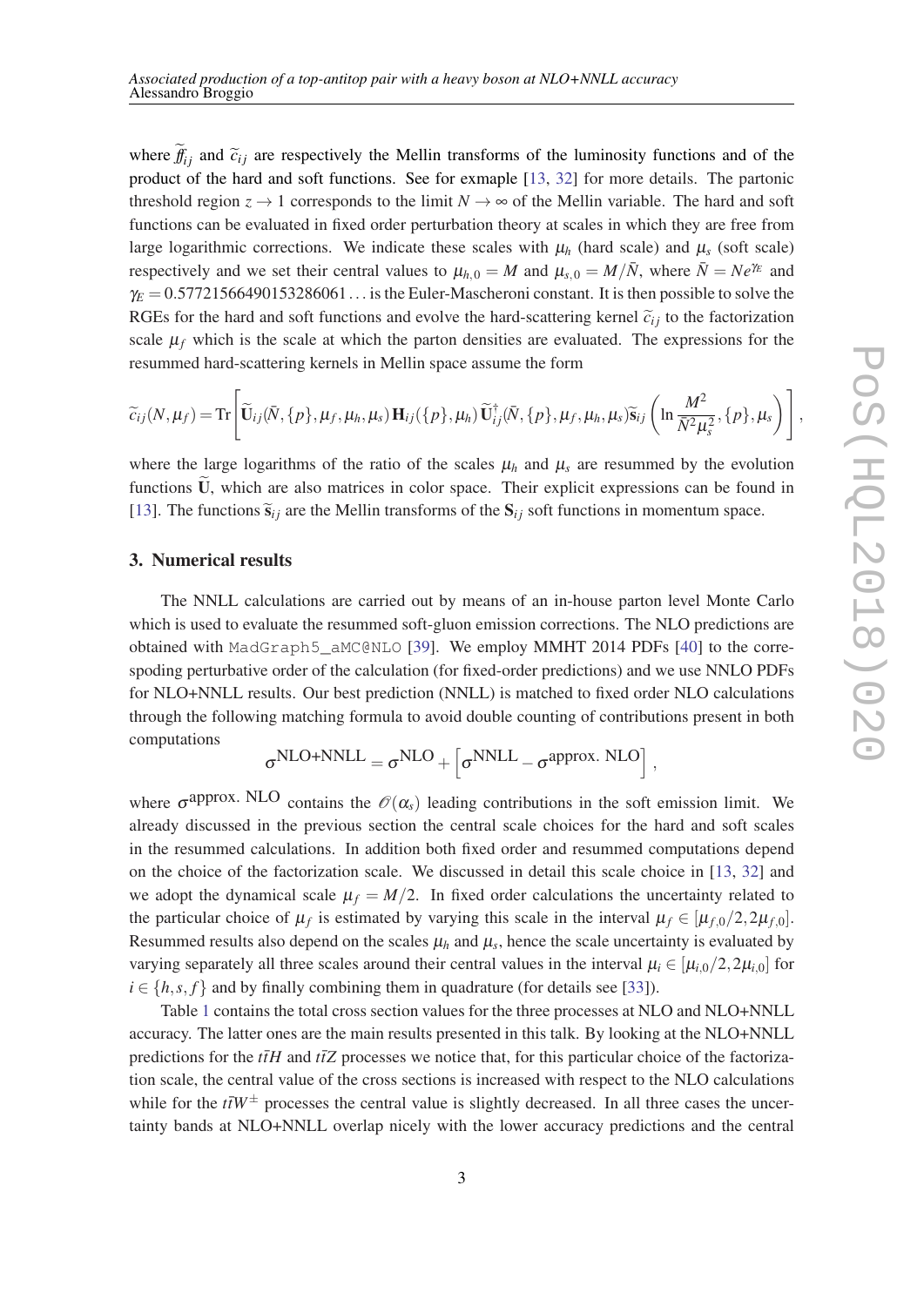where $\widetilde{ff}_{ij}$ and $\widetilde{c}_{ij}$ are respectively the Mellin transforms of the luminosity functions and of the product of the hard and soft functions. See for exmaple [13, 32] for more details. The partonic threshold region $z \to 1$ corresponds to the limit $N \to \infty$ of the Mellin variable. The hard and soft functions can be evaluated in fixed order perturbation theory at scales in which they are free from large logarithmic corrections. We indicate these scales with $\mu_h$ (hard scale) and $\mu_s$ (soft scale) respectively and we set their central values to $\mu_{h,0} = M$ and $\mu_{s,0} = M/\bar{N}$, where $\bar{N} = Ne^{\gamma_E}$ and $\gamma_E = 0.57721566490153286061\ldots$ is the Euler-Mascheroni constant. It is then possible to solve the RGEs for the hard and soft functions and evolve the hard-scattering kernel $\widetilde{c}_{ij}$ to the factorization scale $\mu_f$ which is the scale at which the parton densities are evaluated. The expressions for the resummed hard-scattering kernels in Mellin space assume the form

$$\widetilde{c}_{ij}(N,\mu_f) = \mathrm{Tr}\left[\widetilde{\mathbf{U}}_{ij}(\bar{N},\{p\},\mu_f,\mu_h,\mu_s)\,\mathbf{H}_{ij}(\{p\},\mu_h)\,\widetilde{\mathbf{U}}^{\dagger}_{ij}(\bar{N},\{p\},\mu_f,\mu_h,\mu_s)\widetilde{\mathbf{s}}_{ij}\left(\ln\frac{M^2}{\bar{N}^2\mu_s^2},\{p\},\mu_s\right)\right],$$

where the large logarithms of the ratio of the scales $\mu_h$ and $\mu_s$ are resummed by the evolution functions $\widetilde{\mathbf{U}}$, which are also matrices in color space. Their explicit expressions can be found in [13]. The functions $\widetilde{\mathbf{s}}_{ij}$ are the Mellin transforms of the $\mathbf{S}_{ij}$ soft functions in momentum space.

## 3. Numerical results

The NNLL calculations are carried out by means of an in-house parton level Monte Carlo which is used to evaluate the resummed soft-gluon emission corrections. The NLO predictions are obtained with `MadGraph5_aMC@NLO` [39]. We employ MMHT 2014 PDFs [40] to the correspoding perturbative order of the calculation (for fixed-order predictions) and we use NNLO PDFs for NLO+NNLL results. Our best prediction (NNLL) is matched to fixed order NLO calculations through the following matching formula to avoid double counting of contributions present in both computations

$$\sigma^{\text{NLO+NNLL}} = \sigma^{\text{NLO}} + \left[\sigma^{\text{NNLL}} - \sigma^{\text{approx. NLO}}\right],$$

where $\sigma^{\text{approx. NLO}}$ contains the $\mathcal{O}(\alpha_s)$ leading contributions in the soft emission limit. We already discussed in the previous section the central scale choices for the hard and soft scales in the resummed calculations. In addition both fixed order and resummed computations depend on the choice of the factorization scale. We discussed in detail this scale choice in [13, 32] and we adopt the dynamical scale $\mu_f = M/2$. In fixed order calculations the uncertainty related to the particular choice of $\mu_f$ is estimated by varying this scale in the interval $\mu_f \in [\mu_{f,0}/2, 2\mu_{f,0}]$. Resummed results also depend on the scales $\mu_h$ and $\mu_s$, hence the scale uncertainty is evaluated by varying separately all three scales around their central values in the interval $\mu_i \in [\mu_{i,0}/2, 2\mu_{i,0}]$ for $i \in \{h,s,f\}$ and by finally combining them in quadrature (for details see [33]).

Table 1 contains the total cross section values for the three processes at NLO and NLO+NNLL accuracy. The latter ones are the main results presented in this talk. By looking at the NLO+NNLL predictions for the $t\bar{t}H$ and $t\bar{t}Z$ processes we notice that, for this particular choice of the factorization scale, the central value of the cross sections is increased with respect to the NLO calculations while for the $t\bar{t}W^{\pm}$ processes the central value is slightly decreased. In all three cases the uncertainty bands at NLO+NNLL overlap nicely with the lower accuracy predictions and the central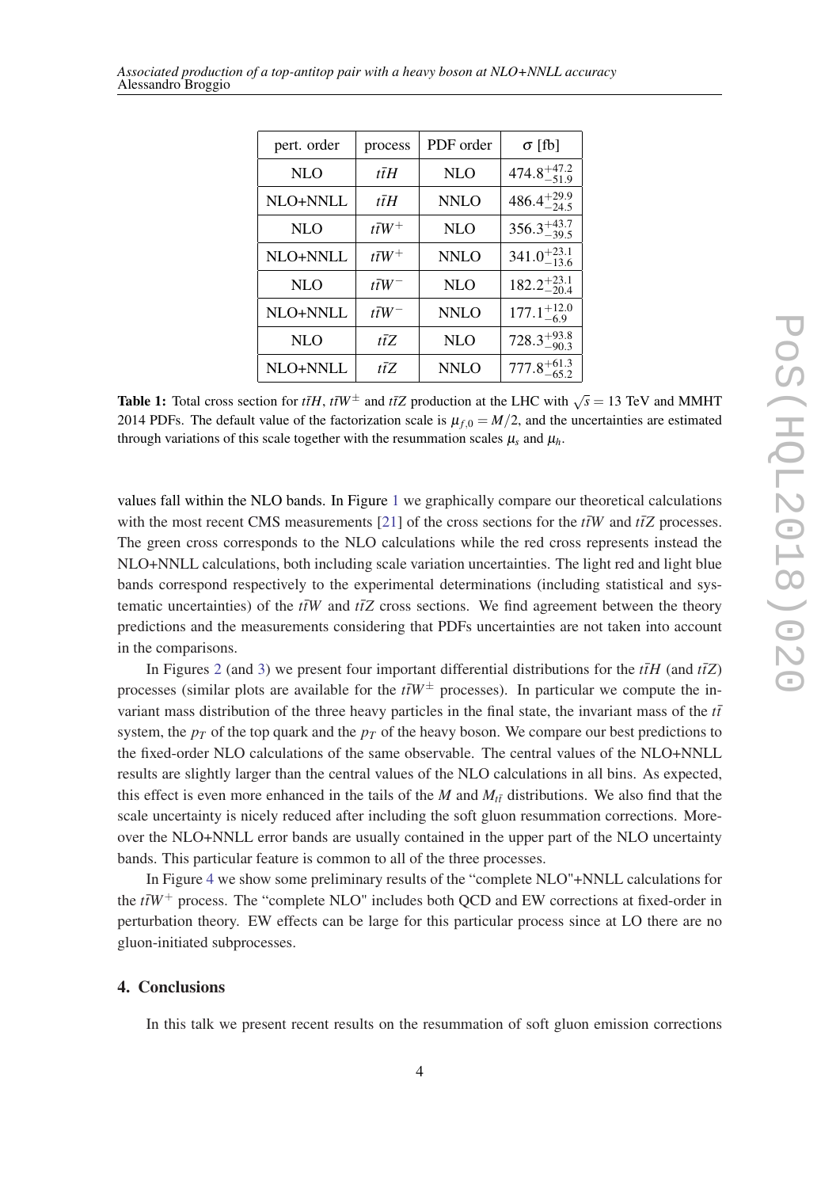| pert. order | process | PDF order | $\sigma$ [fb] |
|---|---|---|---|
| NLO | $t\bar{t}H$ | NLO | $474.8^{+47.2}_{-51.9}$ |
| NLO+NNLL | $t\bar{t}H$ | NNLO | $486.4^{+29.9}_{-24.5}$ |
| NLO | $t\bar{t}W^+$ | NLO | $356.3^{+43.7}_{-39.5}$ |
| NLO+NNLL | $t\bar{t}W^+$ | NNLO | $341.0^{+23.1}_{-13.6}$ |
| NLO | $t\bar{t}W^-$ | NLO | $182.2^{+23.1}_{-20.4}$ |
| NLO+NNLL | $t\bar{t}W^-$ | NNLO | $177.1^{+12.0}_{-6.9}$ |
| NLO | $t\bar{t}Z$ | NLO | $728.3^{+93.8}_{-90.3}$ |
| NLO+NNLL | $t\bar{t}Z$ | NNLO | $777.8^{+61.3}_{-65.2}$ |

**Table 1:** Total cross section for $t\bar{t}H$, $t\bar{t}W^\pm$ and $t\bar{t}Z$ production at the LHC with $\sqrt{s} = 13$ TeV and MMHT 2014 PDFs. The default value of the factorization scale is $\mu_{f,0} = M/2$, and the uncertainties are estimated through variations of this scale together with the resummation scales $\mu_s$ and $\mu_h$.

values fall within the NLO bands. In Figure 1 we graphically compare our theoretical calculations with the most recent CMS measurements [21] of the cross sections for the $t\bar{t}W$ and $t\bar{t}Z$ processes. The green cross corresponds to the NLO calculations while the red cross represents instead the NLO+NNLL calculations, both including scale variation uncertainties. The light red and light blue bands correspond respectively to the experimental determinations (including statistical and systematic uncertainties) of the $t\bar{t}W$ and $t\bar{t}Z$ cross sections. We find agreement between the theory predictions and the measurements considering that PDFs uncertainties are not taken into account in the comparisons.

In Figures 2 (and 3) we present four important differential distributions for the $t\bar{t}H$ (and $t\bar{t}Z$) processes (similar plots are available for the $t\bar{t}W^\pm$ processes). In particular we compute the invariant mass distribution of the three heavy particles in the final state, the invariant mass of the $t\bar{t}$ system, the $p_T$ of the top quark and the $p_T$ of the heavy boson. We compare our best predictions to the fixed-order NLO calculations of the same observable. The central values of the NLO+NNLL results are slightly larger than the central values of the NLO calculations in all bins. As expected, this effect is even more enhanced in the tails of the $M$ and $M_{t\bar{t}}$ distributions. We also find that the scale uncertainty is nicely reduced after including the soft gluon resummation corrections. Moreover the NLO+NNLL error bands are usually contained in the upper part of the NLO uncertainty bands. This particular feature is common to all of the three processes.

In Figure 4 we show some preliminary results of the "complete NLO"+NNLL calculations for the $t\bar{t}W^+$ process. The "complete NLO" includes both QCD and EW corrections at fixed-order in perturbation theory. EW effects can be large for this particular process since at LO there are no gluon-initiated subprocesses.

## 4. Conclusions

In this talk we present recent results on the resummation of soft gluon emission corrections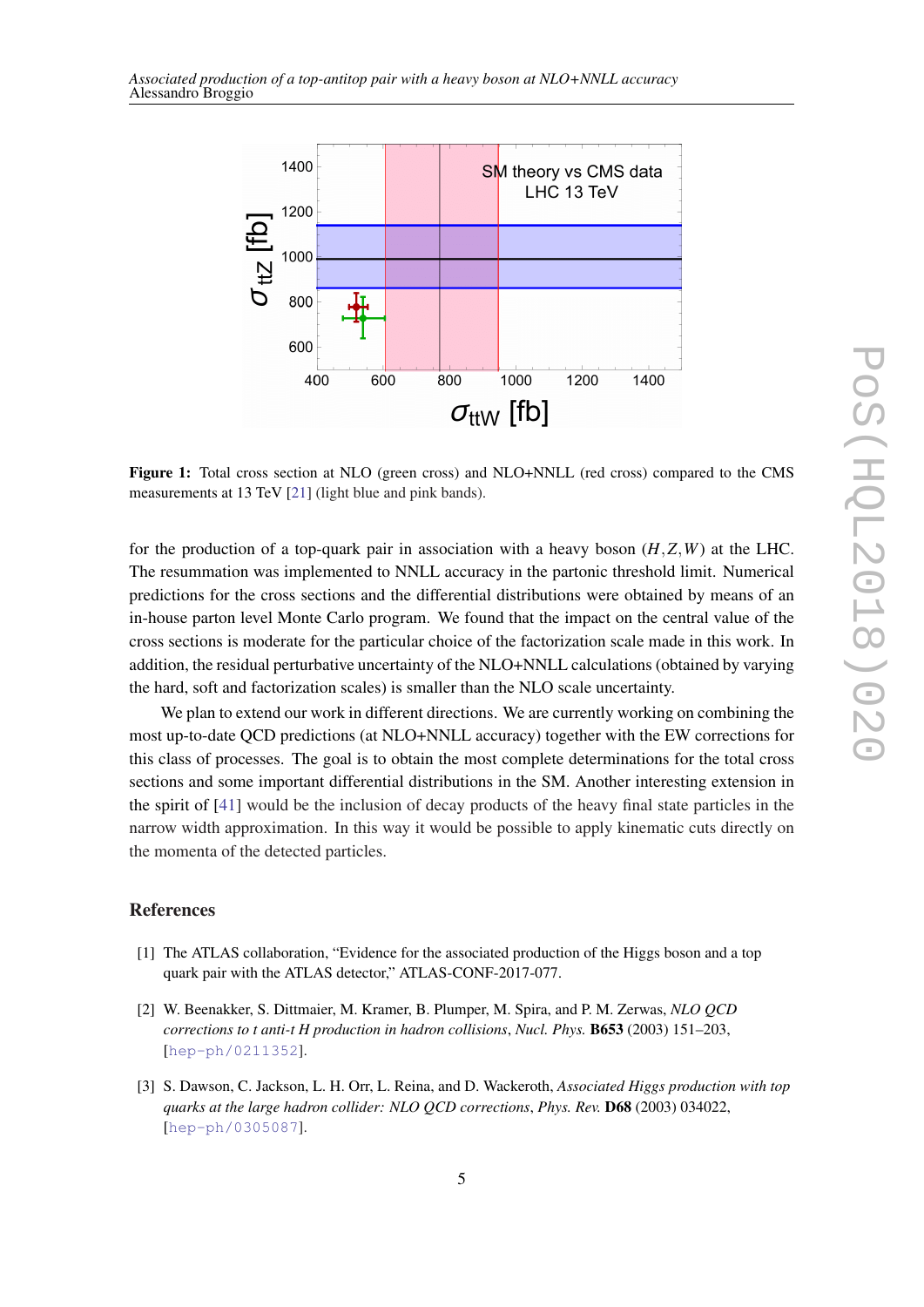**Figure 1:** Total cross section at NLO (green cross) and NLO+NNLL (red cross) compared to the CMS measurements at 13 TeV [21] (light blue and pink bands).

for the production of a top-quark pair in association with a heavy boson ($H, Z, W$) at the LHC. The resummation was implemented to NNLL accuracy in the partonic threshold limit. Numerical predictions for the cross sections and the differential distributions were obtained by means of an in-house parton level Monte Carlo program. We found that the impact on the central value of the cross sections is moderate for the particular choice of the factorization scale made in this work. In addition, the residual perturbative uncertainty of the NLO+NNLL calculations (obtained by varying the hard, soft and factorization scales) is smaller than the NLO scale uncertainty.

We plan to extend our work in different directions. We are currently working on combining the most up-to-date QCD predictions (at NLO+NNLL accuracy) together with the EW corrections for this class of processes. The goal is to obtain the most complete determinations for the total cross sections and some important differential distributions in the SM. Another interesting extension in the spirit of [41] would be the inclusion of decay products of the heavy final state particles in the narrow width approximation. In this way it would be possible to apply kinematic cuts directly on the momenta of the detected particles.

## References

[1] The ATLAS collaboration, "Evidence for the associated production of the Higgs boson and a top quark pair with the ATLAS detector," ATLAS-CONF-2017-077.

[2] W. Beenakker, S. Dittmaier, M. Kramer, B. Plumper, M. Spira, and P. M. Zerwas, *NLO QCD corrections to t anti-t H production in hadron collisions*, *Nucl. Phys.* **B653** (2003) 151–203, [hep-ph/0211352].

[3] S. Dawson, C. Jackson, L. H. Orr, L. Reina, and D. Wackeroth, *Associated Higgs production with top quarks at the large hadron collider: NLO QCD corrections*, *Phys. Rev.* **D68** (2003) 034022, [hep-ph/0305087].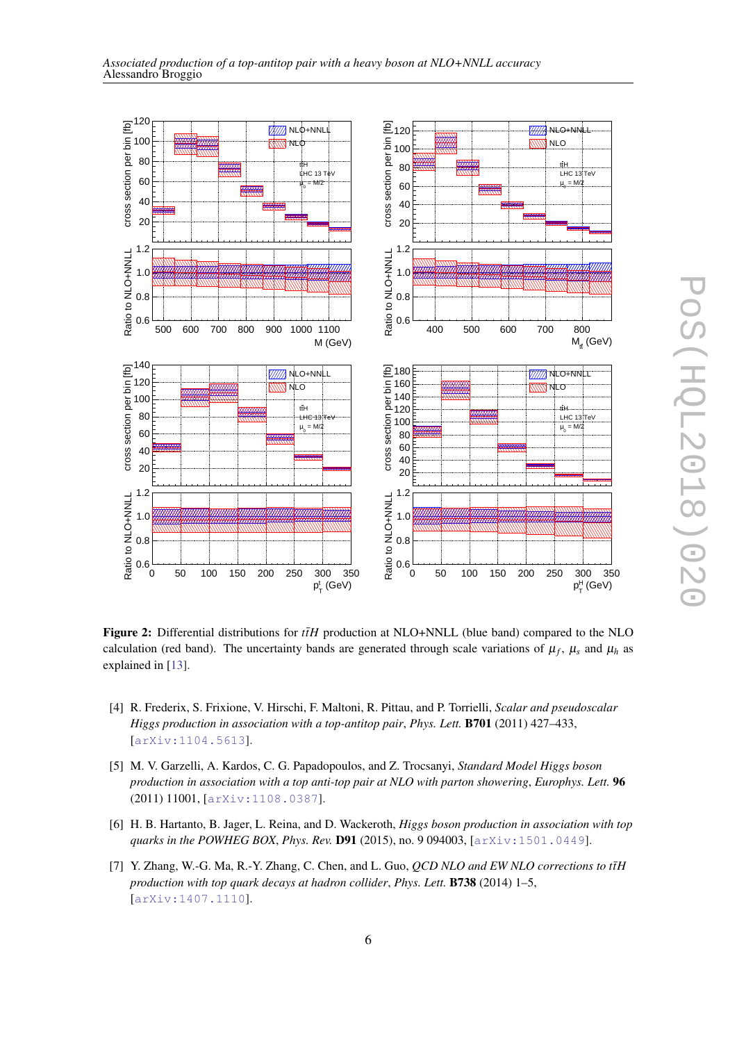**Figure 2:** Differential distributions for $t\bar{t}H$ production at NLO+NNLL (blue band) compared to the NLO calculation (red band). The uncertainty bands are generated through scale variations of $\mu_f$, $\mu_s$ and $\mu_h$ as explained in [13].

[4] R. Frederix, S. Frixione, V. Hirschi, F. Maltoni, R. Pittau, and P. Torrielli, *Scalar and pseudoscalar Higgs production in association with a top-antitop pair*, *Phys. Lett.* **B701** (2011) 427–433, [arXiv:1104.5613].

[5] M. V. Garzelli, A. Kardos, C. G. Papadopoulos, and Z. Trocsanyi, *Standard Model Higgs boson production in association with a top anti-top pair at NLO with parton showering*, *Europhys. Lett.* **96** (2011) 11001, [arXiv:1108.0387].

[6] H. B. Hartanto, B. Jager, L. Reina, and D. Wackeroth, *Higgs boson production in association with top quarks in the POWHEG BOX*, *Phys. Rev.* **D91** (2015), no. 9 094003, [arXiv:1501.0449].

[7] Y. Zhang, W.-G. Ma, R.-Y. Zhang, C. Chen, and L. Guo, *QCD NLO and EW NLO corrections to $t\bar{t}H$ production with top quark decays at hadron collider*, *Phys. Lett.* **B738** (2014) 1–5, [arXiv:1407.1110].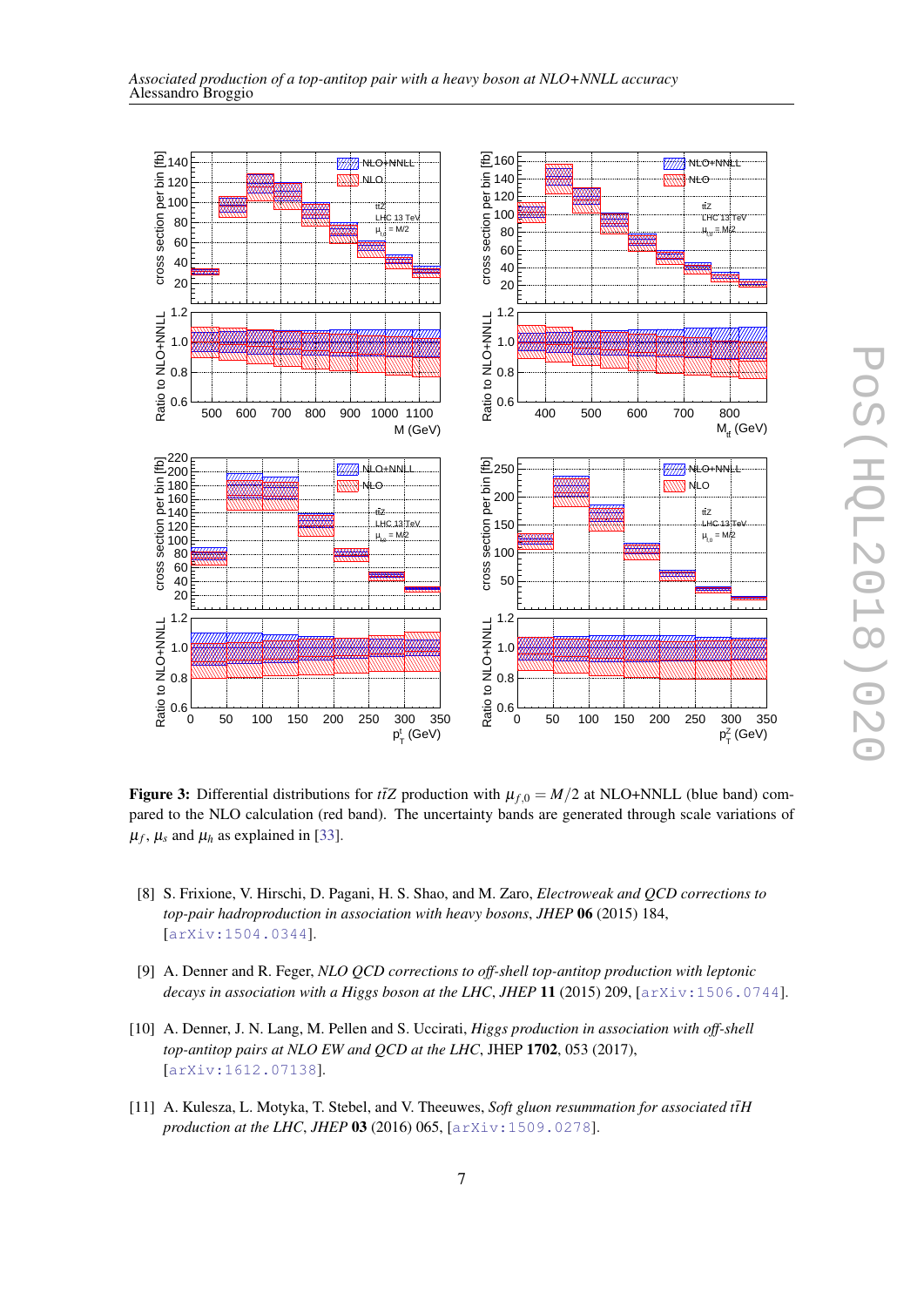**Figure 3:** Differential distributions for $t\bar{t}Z$ production with $\mu_{f,0} = M/2$ at NLO+NNLL (blue band) compared to the NLO calculation (red band). The uncertainty bands are generated through scale variations of $\mu_f$, $\mu_s$ and $\mu_h$ as explained in [33].

[8] S. Frixione, V. Hirschi, D. Pagani, H. S. Shao, and M. Zaro, *Electroweak and QCD corrections to top-pair hadroproduction in association with heavy bosons*, *JHEP* **06** (2015) 184, [arXiv:1504.0344].

[9] A. Denner and R. Feger, *NLO QCD corrections to off-shell top-antitop production with leptonic decays in association with a Higgs boson at the LHC*, *JHEP* **11** (2015) 209, [arXiv:1506.0744].

[10] A. Denner, J. N. Lang, M. Pellen and S. Uccirati, *Higgs production in association with off-shell top-antitop pairs at NLO EW and QCD at the LHC*, JHEP **1702**, 053 (2017), [arXiv:1612.07138].

[11] A. Kulesza, L. Motyka, T. Stebel, and V. Theeuwes, *Soft gluon resummation for associated $t\bar{t}H$ production at the LHC*, *JHEP* **03** (2016) 065, [arXiv:1509.0278].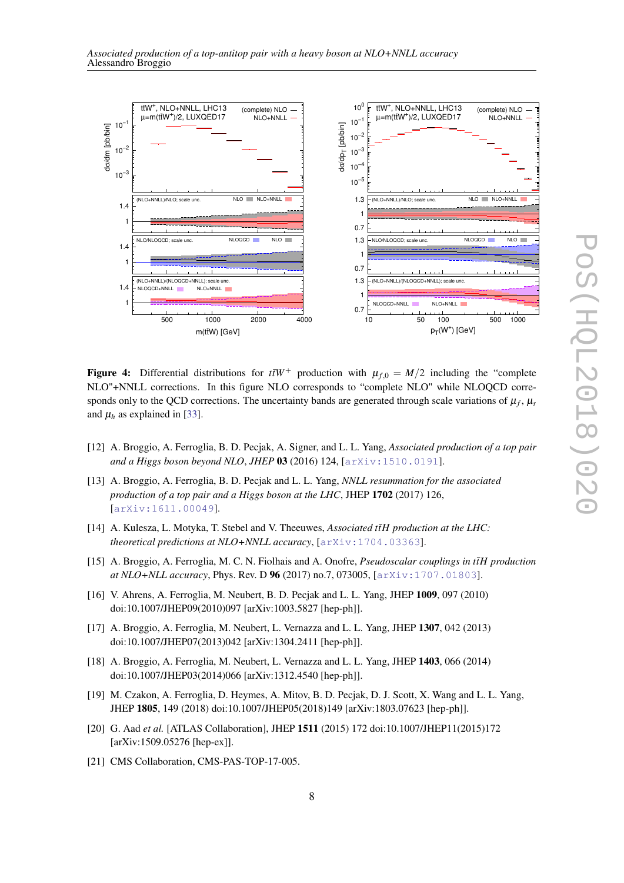**Figure 4:** Differential distributions for $t\bar{t}W^+$ production with $\mu_{f,0} = M/2$ including the "complete NLO"+NNLL corrections. In this figure NLO corresponds to "complete NLO" while NLOQCD corresponds only to the QCD corrections. The uncertainty bands are generated through scale variations of $\mu_f$, $\mu_s$ and $\mu_h$ as explained in [33].

[12] A. Broggio, A. Ferroglia, B. D. Pecjak, A. Signer, and L. L. Yang, *Associated production of a top pair and a Higgs boson beyond NLO*, *JHEP* **03** (2016) 124, [arXiv:1510.0191].

[13] A. Broggio, A. Ferroglia, B. D. Pecjak and L. L. Yang, *NNLL resummation for the associated production of a top pair and a Higgs boson at the LHC*, JHEP **1702** (2017) 126, [arXiv:1611.00049].

[14] A. Kulesza, L. Motyka, T. Stebel and V. Theeuwes, *Associated $t\bar{t}H$ production at the LHC: theoretical predictions at NLO+NNLL accuracy*, [arXiv:1704.03363].

[15] A. Broggio, A. Ferroglia, M. C. N. Fiolhais and A. Onofre, *Pseudoscalar couplings in $t\bar{t}H$ production at NLO+NLL accuracy*, Phys. Rev. D **96** (2017) no.7, 073005, [arXiv:1707.01803].

[16] V. Ahrens, A. Ferroglia, M. Neubert, B. D. Pecjak and L. L. Yang, JHEP **1009**, 097 (2010) doi:10.1007/JHEP09(2010)097 [arXiv:1003.5827 [hep-ph]].

[17] A. Broggio, A. Ferroglia, M. Neubert, L. Vernazza and L. L. Yang, JHEP **1307**, 042 (2013) doi:10.1007/JHEP07(2013)042 [arXiv:1304.2411 [hep-ph]].

[18] A. Broggio, A. Ferroglia, M. Neubert, L. Vernazza and L. L. Yang, JHEP **1403**, 066 (2014) doi:10.1007/JHEP03(2014)066 [arXiv:1312.4540 [hep-ph]].

[19] M. Czakon, A. Ferroglia, D. Heymes, A. Mitov, B. D. Pecjak, D. J. Scott, X. Wang and L. L. Yang, JHEP **1805**, 149 (2018) doi:10.1007/JHEP05(2018)149 [arXiv:1803.07623 [hep-ph]].

[20] G. Aad *et al.* [ATLAS Collaboration], JHEP **1511** (2015) 172 doi:10.1007/JHEP11(2015)172 [arXiv:1509.05276 [hep-ex]].

[21] CMS Collaboration, CMS-PAS-TOP-17-005.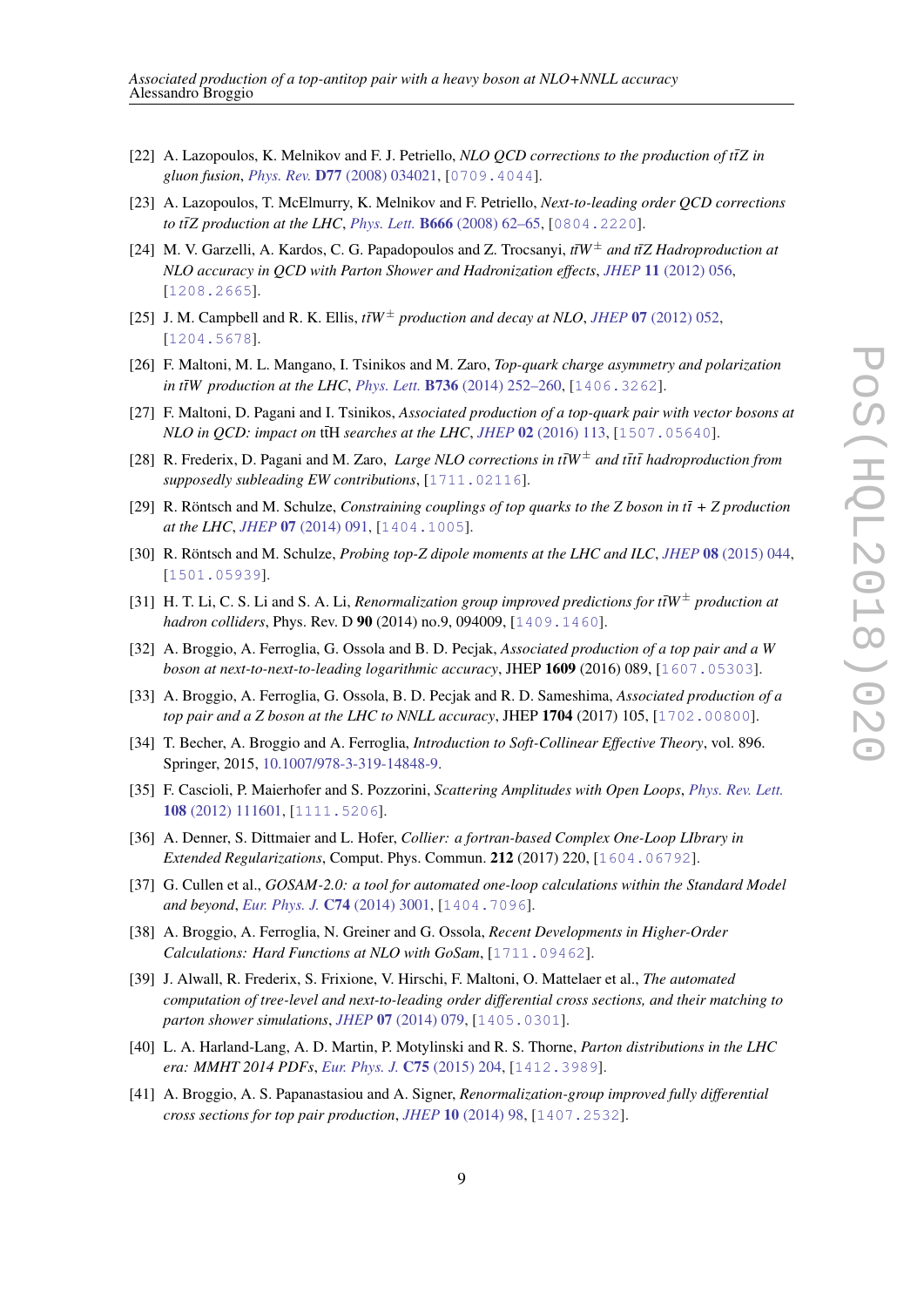[22] A. Lazopoulos, K. Melnikov and F. J. Petriello, *NLO QCD corrections to the production of $t\bar{t}Z$ in gluon fusion*, Phys. Rev. **D77** (2008) 034021, [0709.4044].

[23] A. Lazopoulos, T. McElmurry, K. Melnikov and F. Petriello, *Next-to-leading order QCD corrections to $t\bar{t}Z$ production at the LHC*, Phys. Lett. **B666** (2008) 62–65, [0804.2220].

[24] M. V. Garzelli, A. Kardos, C. G. Papadopoulos and Z. Trocsanyi, *$t\bar{t}W^{\pm}$ and $t\bar{t}Z$ Hadroproduction at NLO accuracy in QCD with Parton Shower and Hadronization effects*, JHEP **11** (2012) 056, [1208.2665].

[25] J. M. Campbell and R. K. Ellis, *$t\bar{t}W^{\pm}$ production and decay at NLO*, JHEP **07** (2012) 052, [1204.5678].

[26] F. Maltoni, M. L. Mangano, I. Tsinikos and M. Zaro, *Top-quark charge asymmetry and polarization in $t\bar{t}W$ production at the LHC*, Phys. Lett. **B736** (2014) 252–260, [1406.3262].

[27] F. Maltoni, D. Pagani and I. Tsinikos, *Associated production of a top-quark pair with vector bosons at NLO in QCD: impact on $t\bar{t}$H searches at the LHC*, JHEP **02** (2016) 113, [1507.05640].

[28] R. Frederix, D. Pagani and M. Zaro, *Large NLO corrections in $t\bar{t}W^{\pm}$ and $t\bar{t}t\bar{t}$ hadroproduction from supposedly subleading EW contributions*, [1711.02116].

[29] R. Röntsch and M. Schulze, *Constraining couplings of top quarks to the Z boson in $t\bar{t}$ + Z production at the LHC*, JHEP **07** (2014) 091, [1404.1005].

[30] R. Röntsch and M. Schulze, *Probing top-Z dipole moments at the LHC and ILC*, JHEP **08** (2015) 044, [1501.05939].

[31] H. T. Li, C. S. Li and S. A. Li, *Renormalization group improved predictions for $t\bar{t}W^{\pm}$ production at hadron colliders*, Phys. Rev. D **90** (2014) no.9, 094009, [1409.1460].

[32] A. Broggio, A. Ferroglia, G. Ossola and B. D. Pecjak, *Associated production of a top pair and a W boson at next-to-next-to-leading logarithmic accuracy*, JHEP **1609** (2016) 089, [1607.05303].

[33] A. Broggio, A. Ferroglia, G. Ossola, B. D. Pecjak and R. D. Sameshima, *Associated production of a top pair and a Z boson at the LHC to NNLL accuracy*, JHEP **1704** (2017) 105, [1702.00800].

[34] T. Becher, A. Broggio and A. Ferroglia, *Introduction to Soft-Collinear Effective Theory*, vol. 896. Springer, 2015, 10.1007/978-3-319-14848-9.

[35] F. Cascioli, P. Maierhofer and S. Pozzorini, *Scattering Amplitudes with Open Loops*, Phys. Rev. Lett. **108** (2012) 111601, [1111.5206].

[36] A. Denner, S. Dittmaier and L. Hofer, *Collier: a fortran-based Complex One-Loop LIbrary in Extended Regularizations*, Comput. Phys. Commun. **212** (2017) 220, [1604.06792].

[37] G. Cullen et al., *GOSAM-2.0: a tool for automated one-loop calculations within the Standard Model and beyond*, Eur. Phys. J. **C74** (2014) 3001, [1404.7096].

[38] A. Broggio, A. Ferroglia, N. Greiner and G. Ossola, *Recent Developments in Higher-Order Calculations: Hard Functions at NLO with GoSam*, [1711.09462].

[39] J. Alwall, R. Frederix, S. Frixione, V. Hirschi, F. Maltoni, O. Mattelaer et al., *The automated computation of tree-level and next-to-leading order differential cross sections, and their matching to parton shower simulations*, JHEP **07** (2014) 079, [1405.0301].

[40] L. A. Harland-Lang, A. D. Martin, P. Motylinski and R. S. Thorne, *Parton distributions in the LHC era: MMHT 2014 PDFs*, Eur. Phys. J. **C75** (2015) 204, [1412.3989].

[41] A. Broggio, A. S. Papanastasiou and A. Signer, *Renormalization-group improved fully differential cross sections for top pair production*, JHEP **10** (2014) 98, [1407.2532].